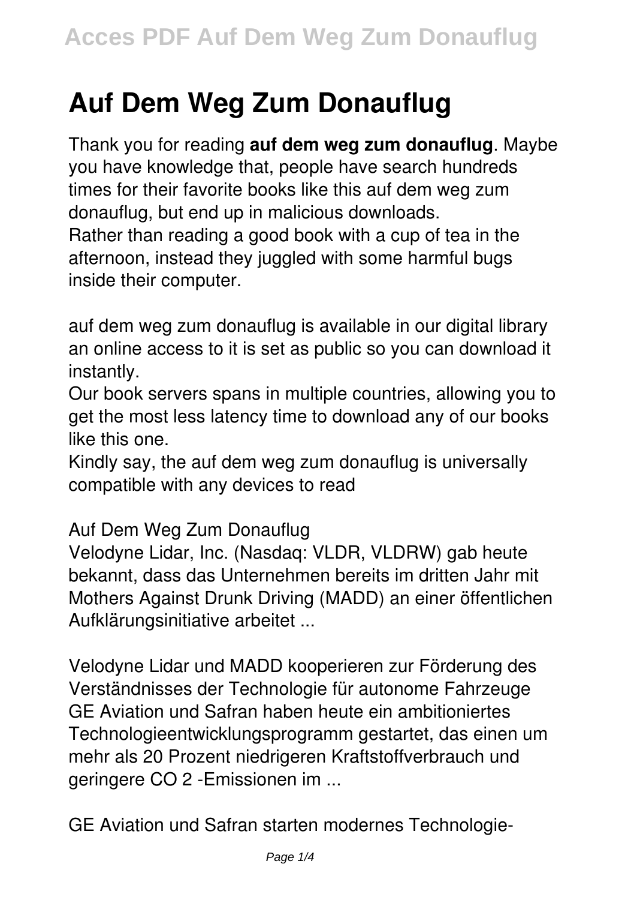# Auf Dem Weg Zum Donauflug

Thank you for reading **auf dem weg zum donauflug**. Maybe you have knowledge that, people have search hundreds times for their favorite books like this auf dem weg zum donauflug, but end up in malicious downloads.
Rather than reading a good book with a cup of tea in the afternoon, instead they juggled with some harmful bugs inside their computer.

auf dem weg zum donauflug is available in our digital library an online access to it is set as public so you can download it instantly.
Our book servers spans in multiple countries, allowing you to get the most less latency time to download any of our books like this one.
Kindly say, the auf dem weg zum donauflug is universally compatible with any devices to read

Auf Dem Weg Zum Donauflug

Velodyne Lidar, Inc. (Nasdaq: VLDR, VLDRW) gab heute bekannt, dass das Unternehmen bereits im dritten Jahr mit Mothers Against Drunk Driving (MADD) an einer öffentlichen Aufklärungsinitiative arbeitet ...

Velodyne Lidar und MADD kooperieren zur Förderung des Verständnisses der Technologie für autonome Fahrzeuge

GE Aviation und Safran haben heute ein ambitioniertes Technologieentwicklungsprogramm gestartet, das einen um mehr als 20 Prozent niedrigeren Kraftstoffverbrauch und geringere $CO_2$-Emissionen im ...

GE Aviation und Safran starten modernes Technologie-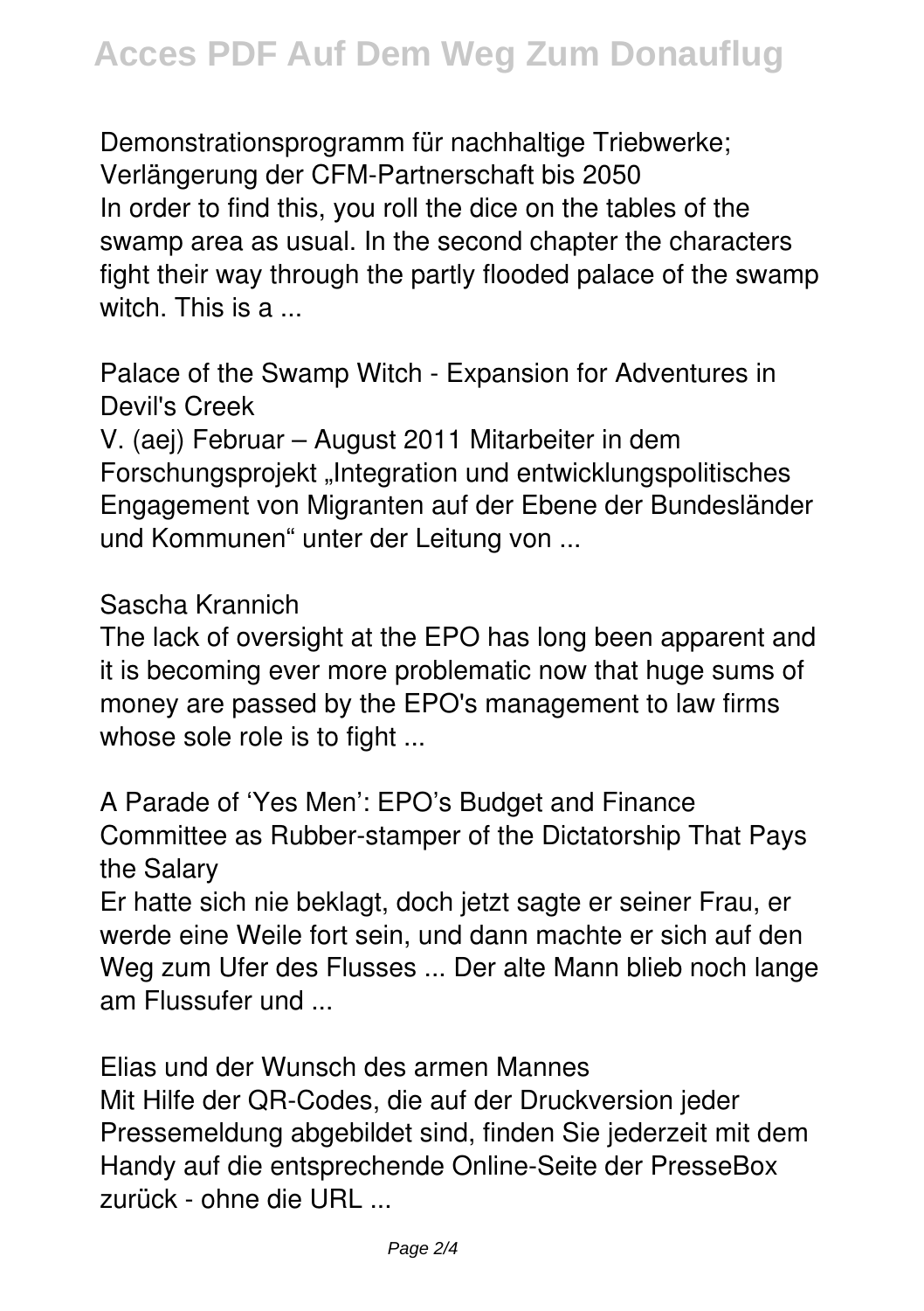Demonstrationsprogramm für nachhaltige Triebwerke; Verlängerung der CFM-Partnerschaft bis 2050

In order to find this, you roll the dice on the tables of the swamp area as usual. In the second chapter the characters fight their way through the partly flooded palace of the swamp witch. This is a ...

## Palace of the Swamp Witch - Expansion for Adventures in Devil's Creek

V. (aej) Februar – August 2011 Mitarbeiter in dem Forschungsprojekt „Integration und entwicklungspolitisches Engagement von Migranten auf der Ebene der Bundesländer und Kommunen" unter der Leitung von ...

## Sascha Krannich

The lack of oversight at the EPO has long been apparent and it is becoming ever more problematic now that huge sums of money are passed by the EPO's management to law firms whose sole role is to fight ...

## A Parade of 'Yes Men': EPO's Budget and Finance Committee as Rubber-stamper of the Dictatorship That Pays the Salary

Er hatte sich nie beklagt, doch jetzt sagte er seiner Frau, er werde eine Weile fort sein, und dann machte er sich auf den Weg zum Ufer des Flusses ... Der alte Mann blieb noch lange am Flussufer und ...

## Elias und der Wunsch des armen Mannes

Mit Hilfe der QR-Codes, die auf der Druckversion jeder Pressemeldung abgebildet sind, finden Sie jederzeit mit dem Handy auf die entsprechende Online-Seite der PresseBox zurück - ohne die URL ...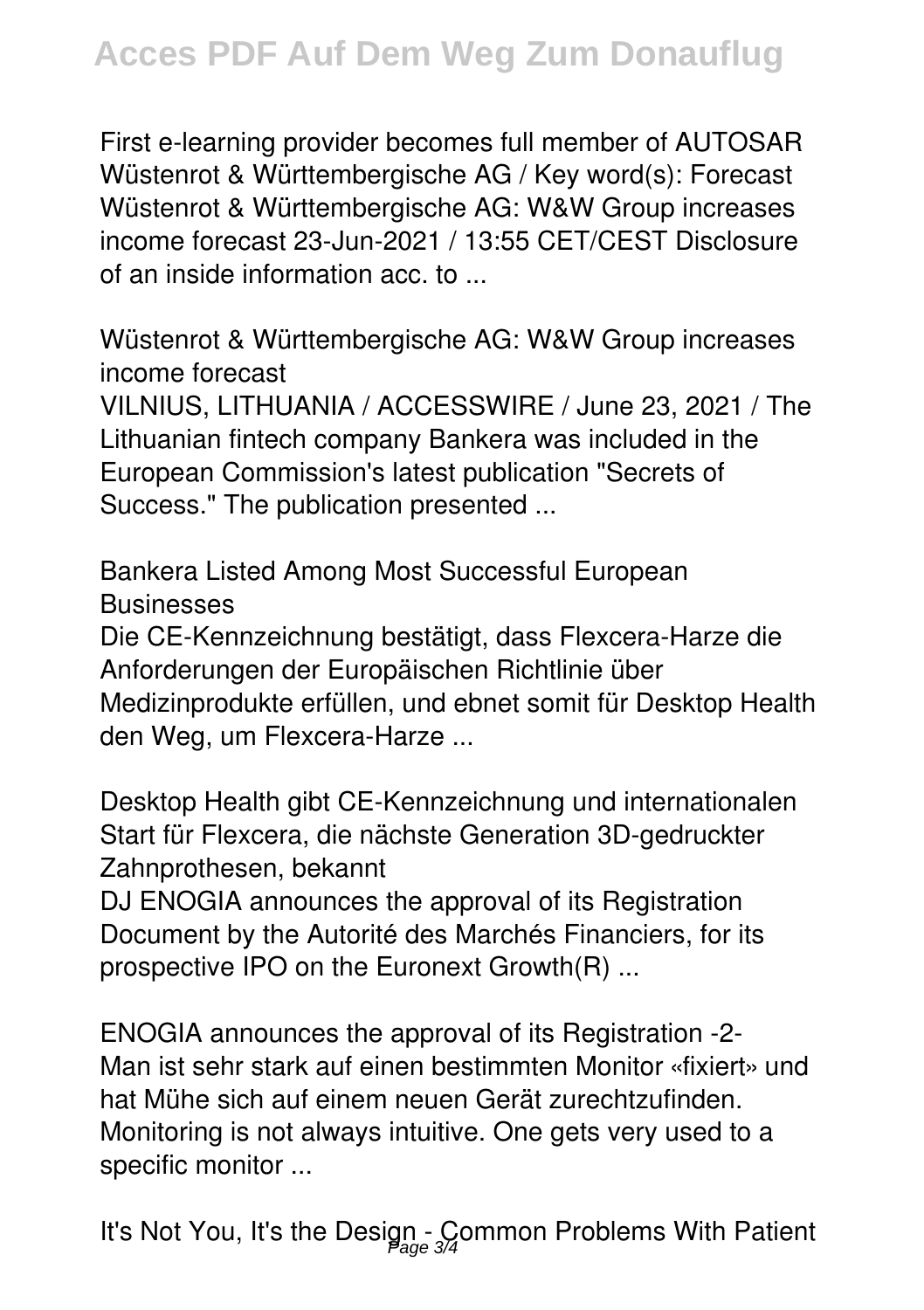First e-learning provider becomes full member of AUTOSAR Wüstenrot & Württembergische AG / Key word(s): Forecast Wüstenrot & Württembergische AG: W&W Group increases income forecast 23-Jun-2021 / 13:55 CET/CEST Disclosure of an inside information acc. to ...

Wüstenrot & Württembergische AG: W&W Group increases income forecast

VILNIUS, LITHUANIA / ACCESSWIRE / June 23, 2021 / The Lithuanian fintech company Bankera was included in the European Commission's latest publication "Secrets of Success." The publication presented ...

Bankera Listed Among Most Successful European Businesses

Die CE-Kennzeichnung bestätigt, dass Flexcera-Harze die Anforderungen der Europäischen Richtlinie über Medizinprodukte erfüllen, und ebnet somit für Desktop Health den Weg, um Flexcera-Harze ...

Desktop Health gibt CE-Kennzeichnung und internationalen Start für Flexcera, die nächste Generation 3D-gedruckter Zahnprothesen, bekannt

DJ ENOGIA announces the approval of its Registration Document by the Autorité des Marchés Financiers, for its prospective IPO on the Euronext Growth(R) ...

ENOGIA announces the approval of its Registration -2-

Man ist sehr stark auf einen bestimmten Monitor «fixiert» und hat Mühe sich auf einem neuen Gerät zurechtzufinden. Monitoring is not always intuitive. One gets very used to a specific monitor ...

It's Not You, It's the Design - Common Problems With Patient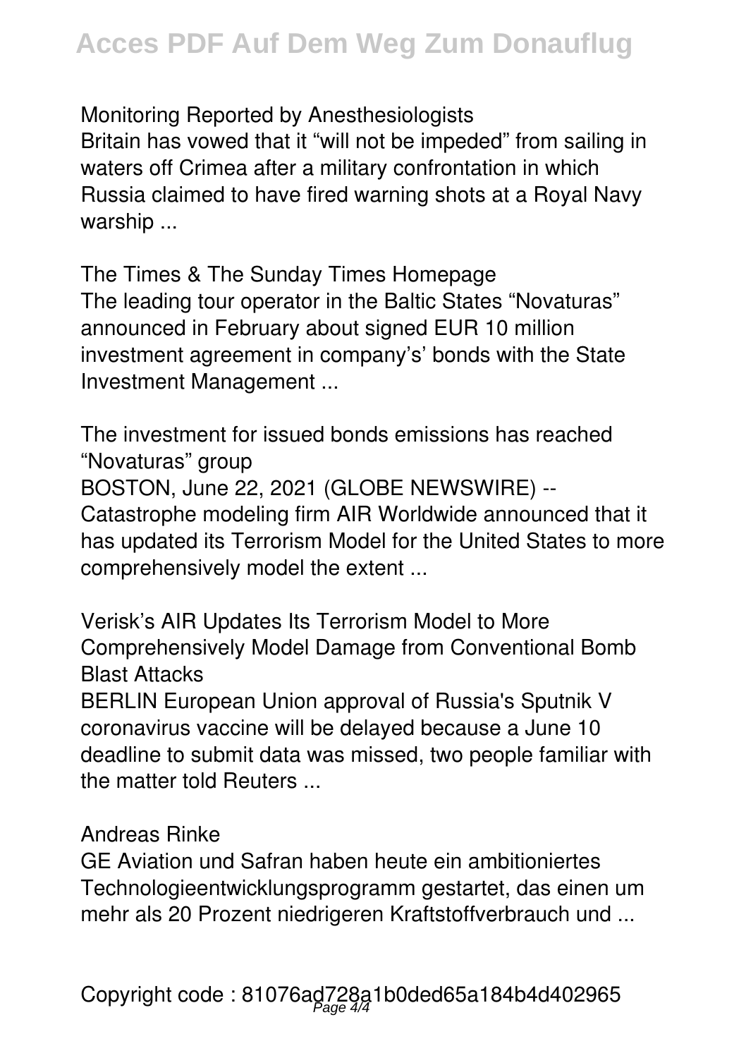Monitoring Reported by Anesthesiologists

Britain has vowed that it “will not be impeded” from sailing in waters off Crimea after a military confrontation in which Russia claimed to have fired warning shots at a Royal Navy warship ...

The Times & The Sunday Times Homepage

The leading tour operator in the Baltic States “Novaturas” announced in February about signed EUR 10 million investment agreement in company’s’ bonds with the State Investment Management ...

The investment for issued bonds emissions has reached “Novaturas” group

BOSTON, June 22, 2021 (GLOBE NEWSWIRE) -- Catastrophe modeling firm AIR Worldwide announced that it has updated its Terrorism Model for the United States to more comprehensively model the extent ...

Verisk’s AIR Updates Its Terrorism Model to More Comprehensively Model Damage from Conventional Bomb Blast Attacks

BERLIN European Union approval of Russia's Sputnik V coronavirus vaccine will be delayed because a June 10 deadline to submit data was missed, two people familiar with the matter told Reuters ...

Andreas Rinke

GE Aviation und Safran haben heute ein ambitioniertes Technologieentwicklungsprogramm gestartet, das einen um mehr als 20 Prozent niedrigeren Kraftstoffverbrauch und ...

Copyright code : 81076ad728a1b0ded65a184b4d402965